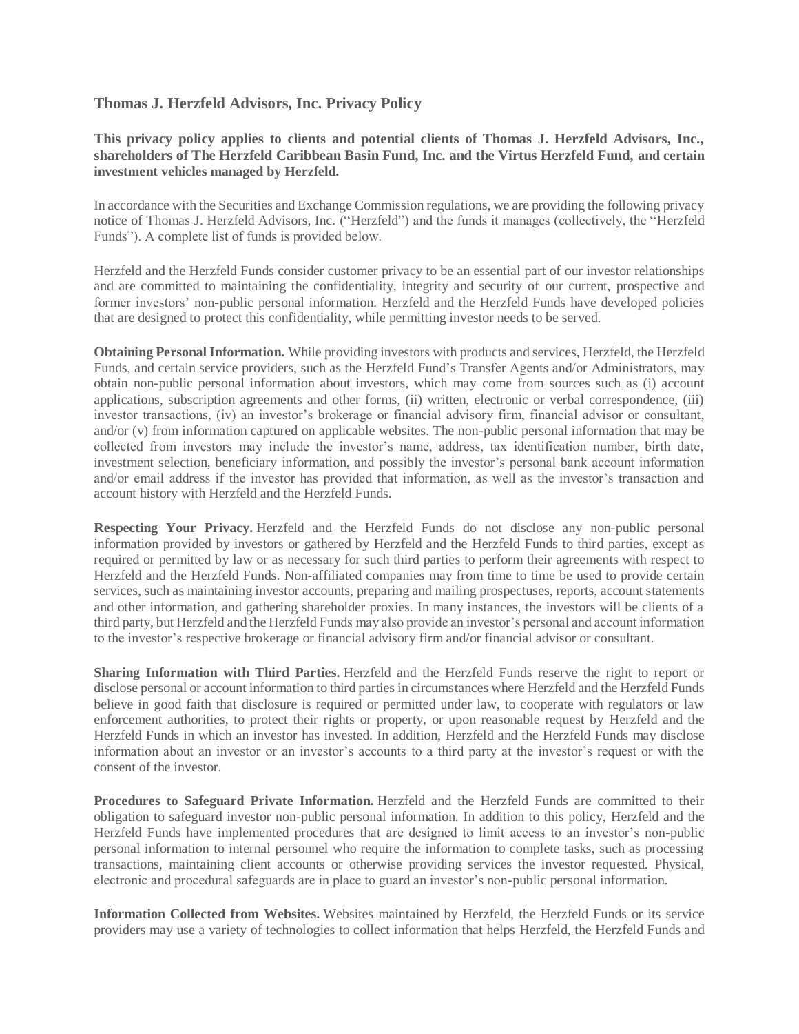## Thomas J. Herzfeld Advisors, Inc. Privacy Policy

**This privacy policy applies to clients and potential clients of Thomas J. Herzfeld Advisors, Inc., shareholders of The Herzfeld Caribbean Basin Fund, Inc. and the Virtus Herzfeld Fund, and certain investment vehicles managed by Herzfeld.**

In accordance with the Securities and Exchange Commission regulations, we are providing the following privacy notice of Thomas J. Herzfeld Advisors, Inc. ("Herzfeld") and the funds it manages (collectively, the "Herzfeld Funds"). A complete list of funds is provided below.

Herzfeld and the Herzfeld Funds consider customer privacy to be an essential part of our investor relationships and are committed to maintaining the confidentiality, integrity and security of our current, prospective and former investors' non-public personal information. Herzfeld and the Herzfeld Funds have developed policies that are designed to protect this confidentiality, while permitting investor needs to be served.

**Obtaining Personal Information.** While providing investors with products and services, Herzfeld, the Herzfeld Funds, and certain service providers, such as the Herzfeld Fund's Transfer Agents and/or Administrators, may obtain non-public personal information about investors, which may come from sources such as (i) account applications, subscription agreements and other forms, (ii) written, electronic or verbal correspondence, (iii) investor transactions, (iv) an investor's brokerage or financial advisory firm, financial advisor or consultant, and/or (v) from information captured on applicable websites. The non-public personal information that may be collected from investors may include the investor's name, address, tax identification number, birth date, investment selection, beneficiary information, and possibly the investor's personal bank account information and/or email address if the investor has provided that information, as well as the investor's transaction and account history with Herzfeld and the Herzfeld Funds.

**Respecting Your Privacy.** Herzfeld and the Herzfeld Funds do not disclose any non-public personal information provided by investors or gathered by Herzfeld and the Herzfeld Funds to third parties, except as required or permitted by law or as necessary for such third parties to perform their agreements with respect to Herzfeld and the Herzfeld Funds. Non-affiliated companies may from time to time be used to provide certain services, such as maintaining investor accounts, preparing and mailing prospectuses, reports, account statements and other information, and gathering shareholder proxies. In many instances, the investors will be clients of a third party, but Herzfeld and the Herzfeld Funds may also provide an investor's personal and account information to the investor's respective brokerage or financial advisory firm and/or financial advisor or consultant.

**Sharing Information with Third Parties.** Herzfeld and the Herzfeld Funds reserve the right to report or disclose personal or account information to third parties in circumstances where Herzfeld and the Herzfeld Funds believe in good faith that disclosure is required or permitted under law, to cooperate with regulators or law enforcement authorities, to protect their rights or property, or upon reasonable request by Herzfeld and the Herzfeld Funds in which an investor has invested. In addition, Herzfeld and the Herzfeld Funds may disclose information about an investor or an investor's accounts to a third party at the investor's request or with the consent of the investor.

**Procedures to Safeguard Private Information.** Herzfeld and the Herzfeld Funds are committed to their obligation to safeguard investor non-public personal information. In addition to this policy, Herzfeld and the Herzfeld Funds have implemented procedures that are designed to limit access to an investor's non-public personal information to internal personnel who require the information to complete tasks, such as processing transactions, maintaining client accounts or otherwise providing services the investor requested. Physical, electronic and procedural safeguards are in place to guard an investor's non-public personal information.

**Information Collected from Websites.** Websites maintained by Herzfeld, the Herzfeld Funds or its service providers may use a variety of technologies to collect information that helps Herzfeld, the Herzfeld Funds and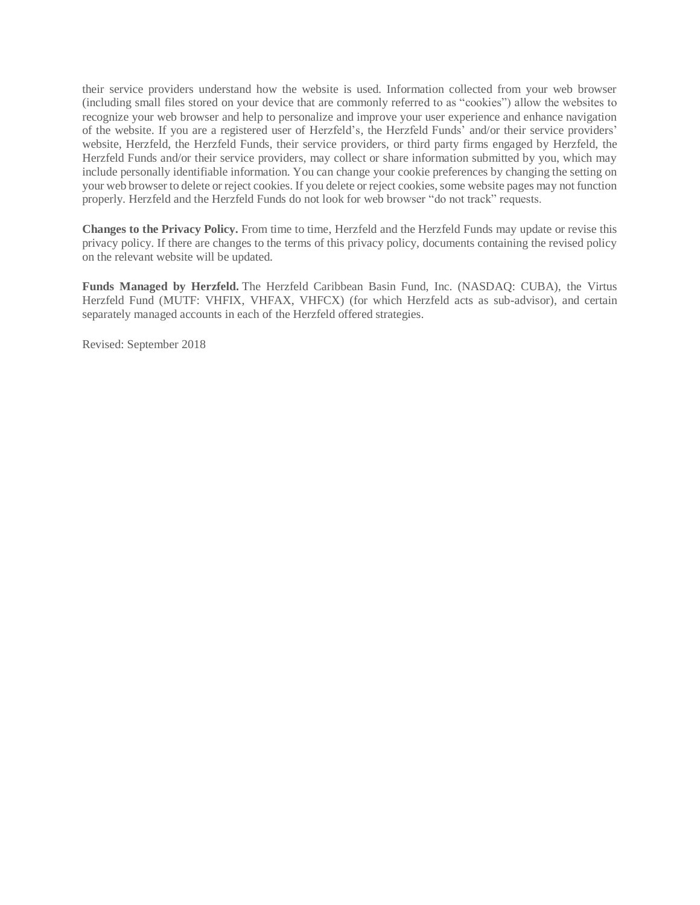their service providers understand how the website is used. Information collected from your web browser (including small files stored on your device that are commonly referred to as "cookies") allow the websites to recognize your web browser and help to personalize and improve your user experience and enhance navigation of the website. If you are a registered user of Herzfeld's, the Herzfeld Funds' and/or their service providers' website, Herzfeld, the Herzfeld Funds, their service providers, or third party firms engaged by Herzfeld, the Herzfeld Funds and/or their service providers, may collect or share information submitted by you, which may include personally identifiable information. You can change your cookie preferences by changing the setting on your web browser to delete or reject cookies. If you delete or reject cookies, some website pages may not function properly. Herzfeld and the Herzfeld Funds do not look for web browser "do not track" requests.

**Changes to the Privacy Policy.** From time to time, Herzfeld and the Herzfeld Funds may update or revise this privacy policy. If there are changes to the terms of this privacy policy, documents containing the revised policy on the relevant website will be updated.

**Funds Managed by Herzfeld.** The Herzfeld Caribbean Basin Fund, Inc. (NASDAQ: CUBA), the Virtus Herzfeld Fund (MUTF: VHFIX, VHFAX, VHFCX) (for which Herzfeld acts as sub-advisor), and certain separately managed accounts in each of the Herzfeld offered strategies.

Revised: September 2018